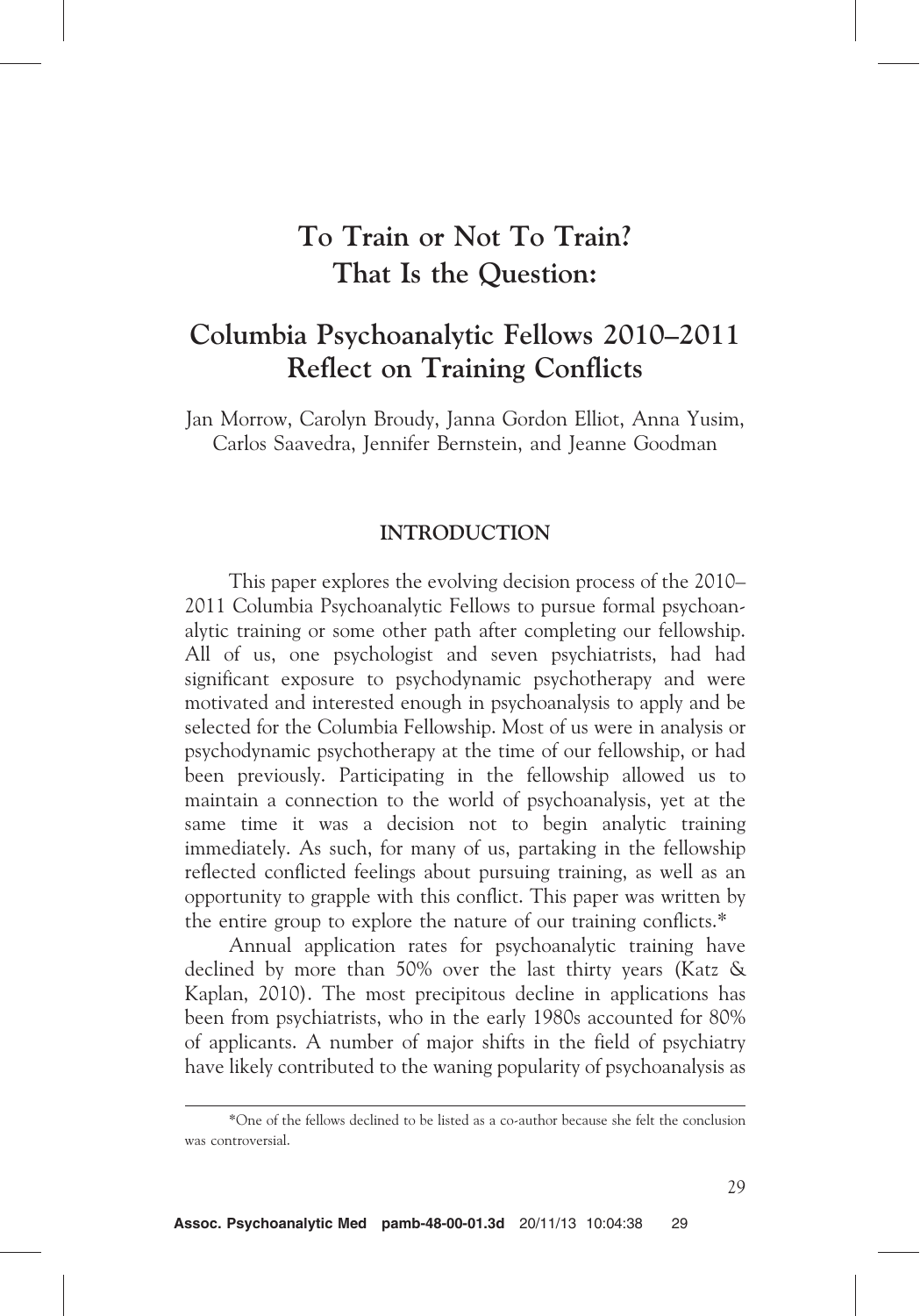# To Train or Not To Train? That Is the Question:

## Columbia Psychoanalytic Fellows 2010–2011 Reflect on Training Conflicts

Jan Morrow, Carolyn Broudy, Janna Gordon Elliot, Anna Yusim, Carlos Saavedra, Jennifer Bernstein, and Jeanne Goodman

### INTRODUCTION

This paper explores the evolving decision process of the 2010–2011 Columbia Psychoanalytic Fellows to pursue formal psychoanalytic training or some other path after completing our fellowship. All of us, one psychologist and seven psychiatrists, had had significant exposure to psychodynamic psychotherapy and were motivated and interested enough in psychoanalysis to apply and be selected for the Columbia Fellowship. Most of us were in analysis or psychodynamic psychotherapy at the time of our fellowship, or had been previously. Participating in the fellowship allowed us to maintain a connection to the world of psychoanalysis, yet at the same time it was a decision not to begin analytic training immediately. As such, for many of us, partaking in the fellowship reflected conflicted feelings about pursuing training, as well as an opportunity to grapple with this conflict. This paper was written by the entire group to explore the nature of our training conflicts.*

Annual application rates for psychoanalytic training have declined by more than 50% over the last thirty years (Katz & Kaplan, 2010). The most precipitous decline in applications has been from psychiatrists, who in the early 1980s accounted for 80% of applicants. A number of major shifts in the field of psychiatry have likely contributed to the waning popularity of psychoanalysis as

*One of the fellows declined to be listed as a co-author because she felt the conclusion was controversial.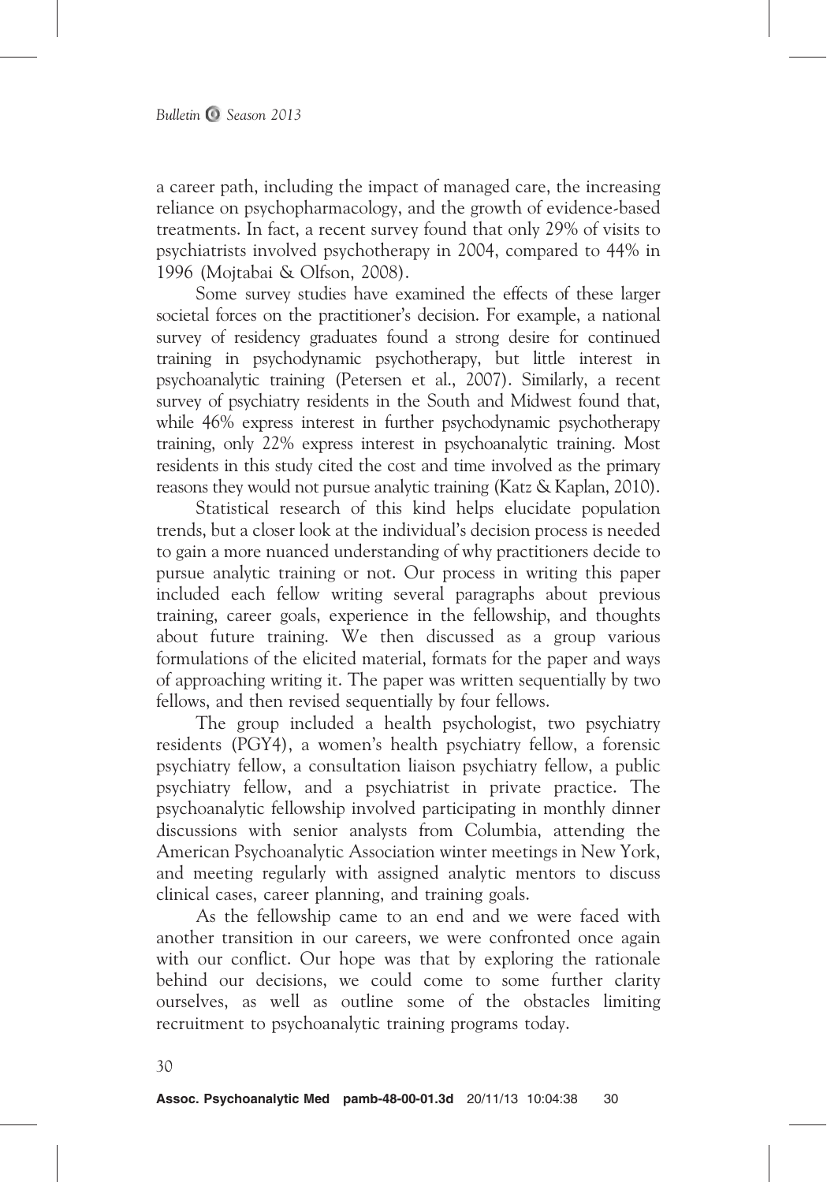a career path, including the impact of managed care, the increasing reliance on psychopharmacology, and the growth of evidence-based treatments. In fact, a recent survey found that only 29% of visits to psychiatrists involved psychotherapy in 2004, compared to 44% in 1996 (Mojtabai & Olfson, 2008).

Some survey studies have examined the effects of these larger societal forces on the practitioner's decision. For example, a national survey of residency graduates found a strong desire for continued training in psychodynamic psychotherapy, but little interest in psychoanalytic training (Petersen et al., 2007). Similarly, a recent survey of psychiatry residents in the South and Midwest found that, while 46% express interest in further psychodynamic psychotherapy training, only 22% express interest in psychoanalytic training. Most residents in this study cited the cost and time involved as the primary reasons they would not pursue analytic training (Katz & Kaplan, 2010).

Statistical research of this kind helps elucidate population trends, but a closer look at the individual's decision process is needed to gain a more nuanced understanding of why practitioners decide to pursue analytic training or not. Our process in writing this paper included each fellow writing several paragraphs about previous training, career goals, experience in the fellowship, and thoughts about future training. We then discussed as a group various formulations of the elicited material, formats for the paper and ways of approaching writing it. The paper was written sequentially by two fellows, and then revised sequentially by four fellows.

The group included a health psychologist, two psychiatry residents (PGY4), a women's health psychiatry fellow, a forensic psychiatry fellow, a consultation liaison psychiatry fellow, a public psychiatry fellow, and a psychiatrist in private practice. The psychoanalytic fellowship involved participating in monthly dinner discussions with senior analysts from Columbia, attending the American Psychoanalytic Association winter meetings in New York, and meeting regularly with assigned analytic mentors to discuss clinical cases, career planning, and training goals.

As the fellowship came to an end and we were faced with another transition in our careers, we were confronted once again with our conflict. Our hope was that by exploring the rationale behind our decisions, we could come to some further clarity ourselves, as well as outline some of the obstacles limiting recruitment to psychoanalytic training programs today.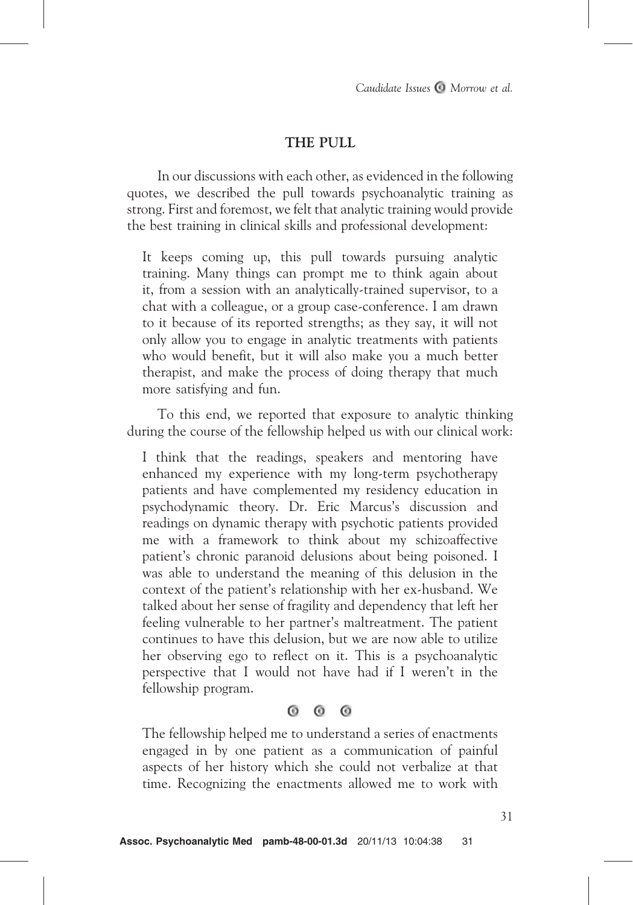## THE PULL

In our discussions with each other, as evidenced in the following quotes, we described the pull towards psychoanalytic training as strong. First and foremost, we felt that analytic training would provide the best training in clinical skills and professional development:

> It keeps coming up, this pull towards pursuing analytic training. Many things can prompt me to think again about it, from a session with an analytically-trained supervisor, to a chat with a colleague, or a group case-conference. I am drawn to it because of its reported strengths; as they say, it will not only allow you to engage in analytic treatments with patients who would benefit, but it will also make you a much better therapist, and make the process of doing therapy that much more satisfying and fun.

To this end, we reported that exposure to analytic thinking during the course of the fellowship helped us with our clinical work:

> I think that the readings, speakers and mentoring have enhanced my experience with my long-term psychotherapy patients and have complemented my residency education in psychodynamic theory. Dr. Eric Marcus's discussion and readings on dynamic therapy with psychotic patients provided me with a framework to think about my schizoaffective patient's chronic paranoid delusions about being poisoned. I was able to understand the meaning of this delusion in the context of the patient's relationship with her ex-husband. We talked about her sense of fragility and dependency that left her feeling vulnerable to her partner's maltreatment. The patient continues to have this delusion, but we are now able to utilize her observing ego to reflect on it. This is a psychoanalytic perspective that I would not have had if I weren't in the fellowship program.

> The fellowship helped me to understand a series of enactments engaged in by one patient as a communication of painful aspects of her history which she could not verbalize at that time. Recognizing the enactments allowed me to work with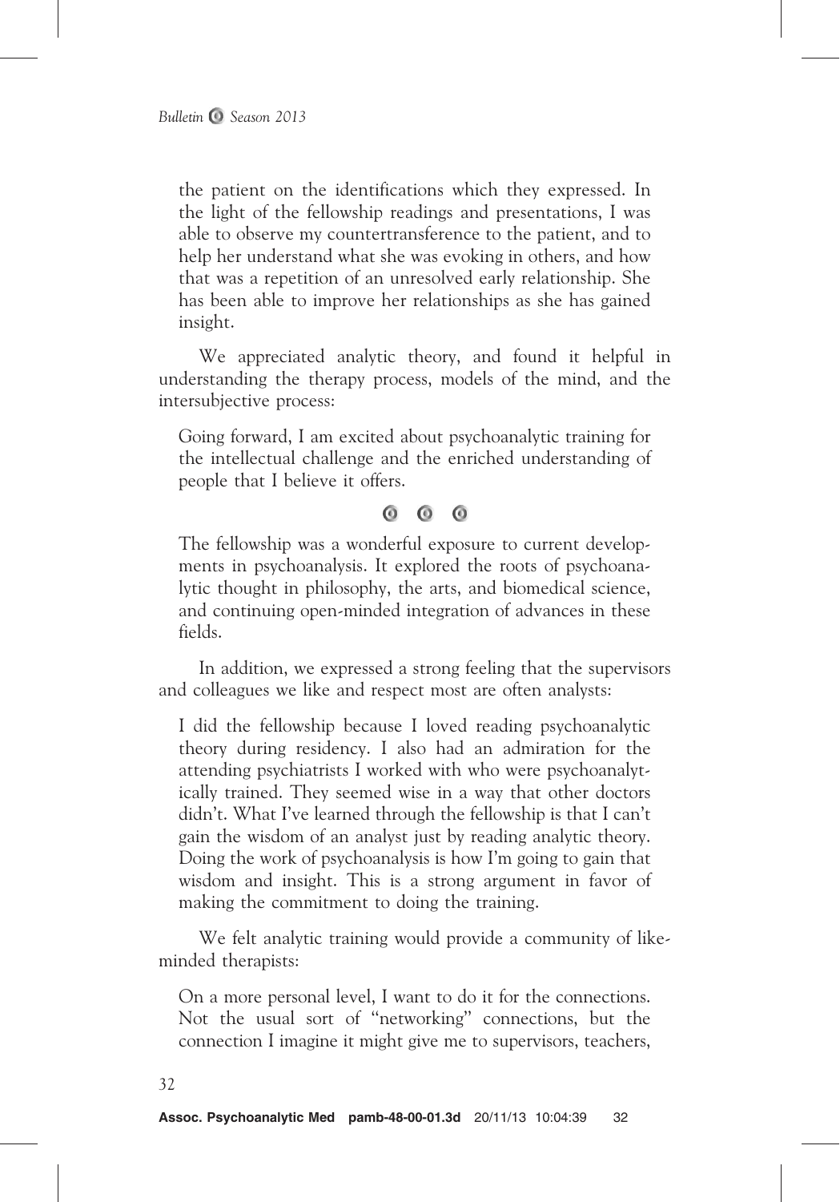the patient on the identifications which they expressed. In the light of the fellowship readings and presentations, I was able to observe my countertransference to the patient, and to help her understand what she was evoking in others, and how that was a repetition of an unresolved early relationship. She has been able to improve her relationships as she has gained insight.

We appreciated analytic theory, and found it helpful in understanding the therapy process, models of the mind, and the intersubjective process:

> Going forward, I am excited about psychoanalytic training for the intellectual challenge and the enriched understanding of people that I believe it offers.

> The fellowship was a wonderful exposure to current developments in psychoanalysis. It explored the roots of psychoanalytic thought in philosophy, the arts, and biomedical science, and continuing open-minded integration of advances in these fields.

In addition, we expressed a strong feeling that the supervisors and colleagues we like and respect most are often analysts:

> I did the fellowship because I loved reading psychoanalytic theory during residency. I also had an admiration for the attending psychiatrists I worked with who were psychoanalytically trained. They seemed wise in a way that other doctors didn't. What I've learned through the fellowship is that I can't gain the wisdom of an analyst just by reading analytic theory. Doing the work of psychoanalysis is how I'm going to gain that wisdom and insight. This is a strong argument in favor of making the commitment to doing the training.

We felt analytic training would provide a community of like-minded therapists:

> On a more personal level, I want to do it for the connections. Not the usual sort of "networking" connections, but the connection I imagine it might give me to supervisors, teachers,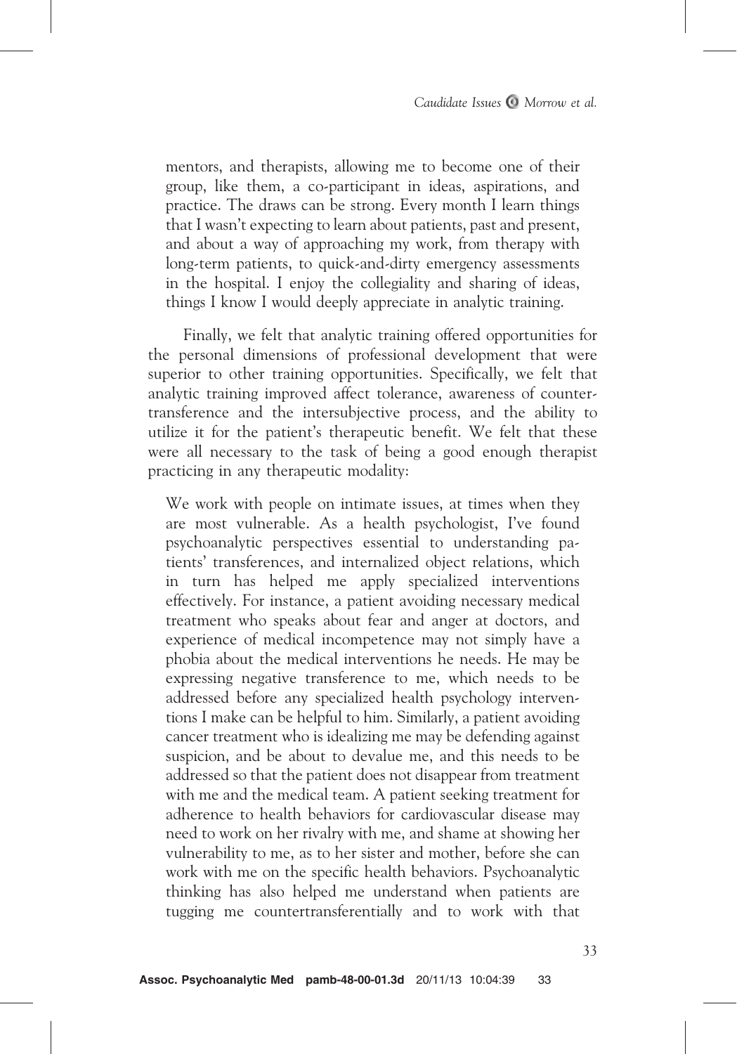mentors, and therapists, allowing me to become one of their group, like them, a co-participant in ideas, aspirations, and practice. The draws can be strong. Every month I learn things that I wasn't expecting to learn about patients, past and present, and about a way of approaching my work, from therapy with long-term patients, to quick-and-dirty emergency assessments in the hospital. I enjoy the collegiality and sharing of ideas, things I know I would deeply appreciate in analytic training.

Finally, we felt that analytic training offered opportunities for the personal dimensions of professional development that were superior to other training opportunities. Specifically, we felt that analytic training improved affect tolerance, awareness of countertransference and the intersubjective process, and the ability to utilize it for the patient's therapeutic benefit. We felt that these were all necessary to the task of being a good enough therapist practicing in any therapeutic modality:

> We work with people on intimate issues, at times when they are most vulnerable. As a health psychologist, I've found psychoanalytic perspectives essential to understanding patients' transferences, and internalized object relations, which in turn has helped me apply specialized interventions effectively. For instance, a patient avoiding necessary medical treatment who speaks about fear and anger at doctors, and experience of medical incompetence may not simply have a phobia about the medical interventions he needs. He may be expressing negative transference to me, which needs to be addressed before any specialized health psychology interventions I make can be helpful to him. Similarly, a patient avoiding cancer treatment who is idealizing me may be defending against suspicion, and be about to devalue me, and this needs to be addressed so that the patient does not disappear from treatment with me and the medical team. A patient seeking treatment for adherence to health behaviors for cardiovascular disease may need to work on her rivalry with me, and shame at showing her vulnerability to me, as to her sister and mother, before she can work with me on the specific health behaviors. Psychoanalytic thinking has also helped me understand when patients are tugging me countertransferentially and to work with that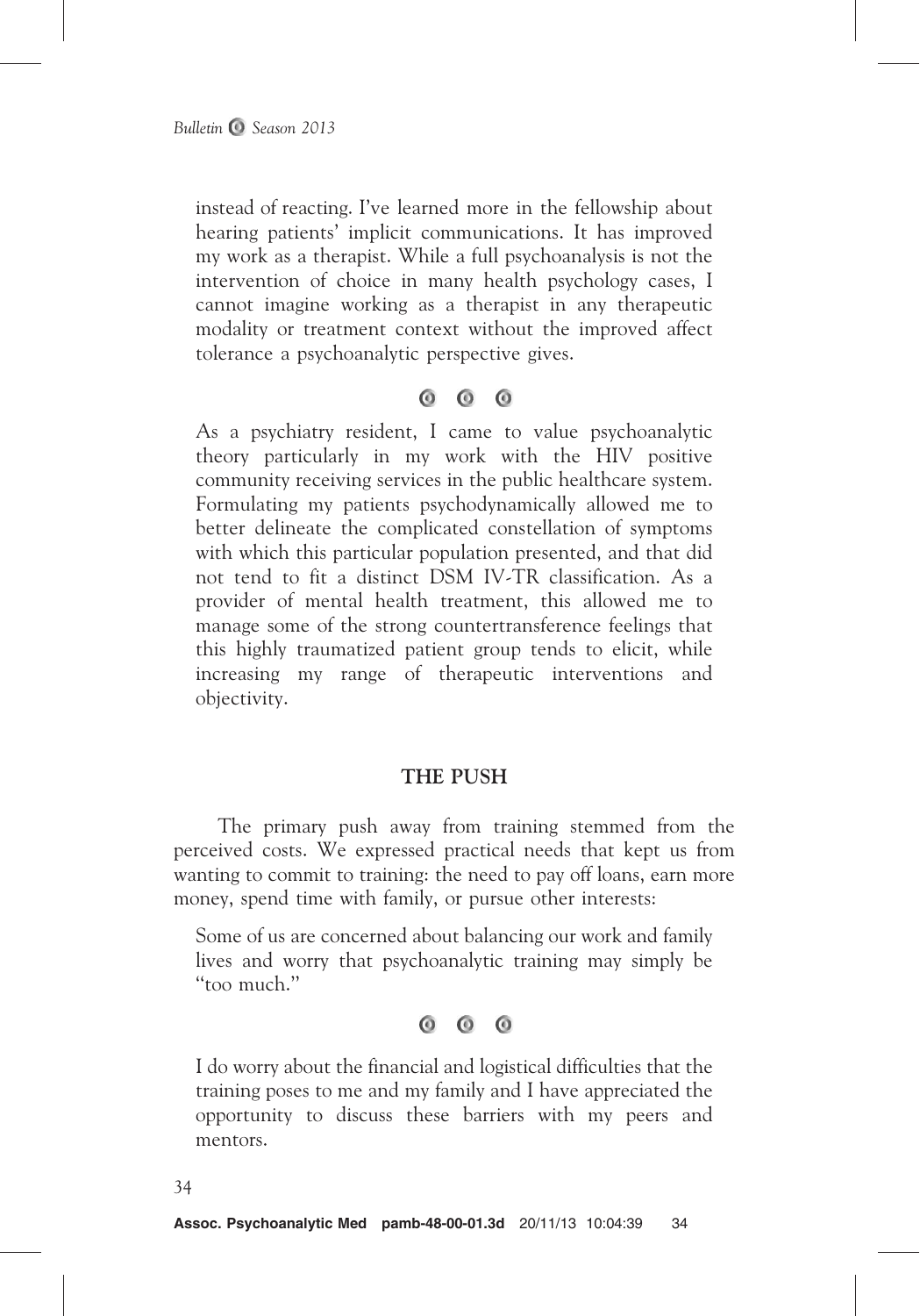> instead of reacting. I've learned more in the fellowship about hearing patients' implicit communications. It has improved my work as a therapist. While a full psychoanalysis is not the intervention of choice in many health psychology cases, I cannot imagine working as a therapist in any therapeutic modality or treatment context without the improved affect tolerance a psychoanalytic perspective gives.

---

> As a psychiatry resident, I came to value psychoanalytic theory particularly in my work with the HIV positive community receiving services in the public healthcare system. Formulating my patients psychodynamically allowed me to better delineate the complicated constellation of symptoms with which this particular population presented, and that did not tend to fit a distinct DSM IV-TR classification. As a provider of mental health treatment, this allowed me to manage some of the strong countertransference feelings that this highly traumatized patient group tends to elicit, while increasing my range of therapeutic interventions and objectivity.

## THE PUSH

The primary push away from training stemmed from the perceived costs. We expressed practical needs that kept us from wanting to commit to training: the need to pay off loans, earn more money, spend time with family, or pursue other interests:

> Some of us are concerned about balancing our work and family lives and worry that psychoanalytic training may simply be "too much."

---

> I do worry about the financial and logistical difficulties that the training poses to me and my family and I have appreciated the opportunity to discuss these barriers with my peers and mentors.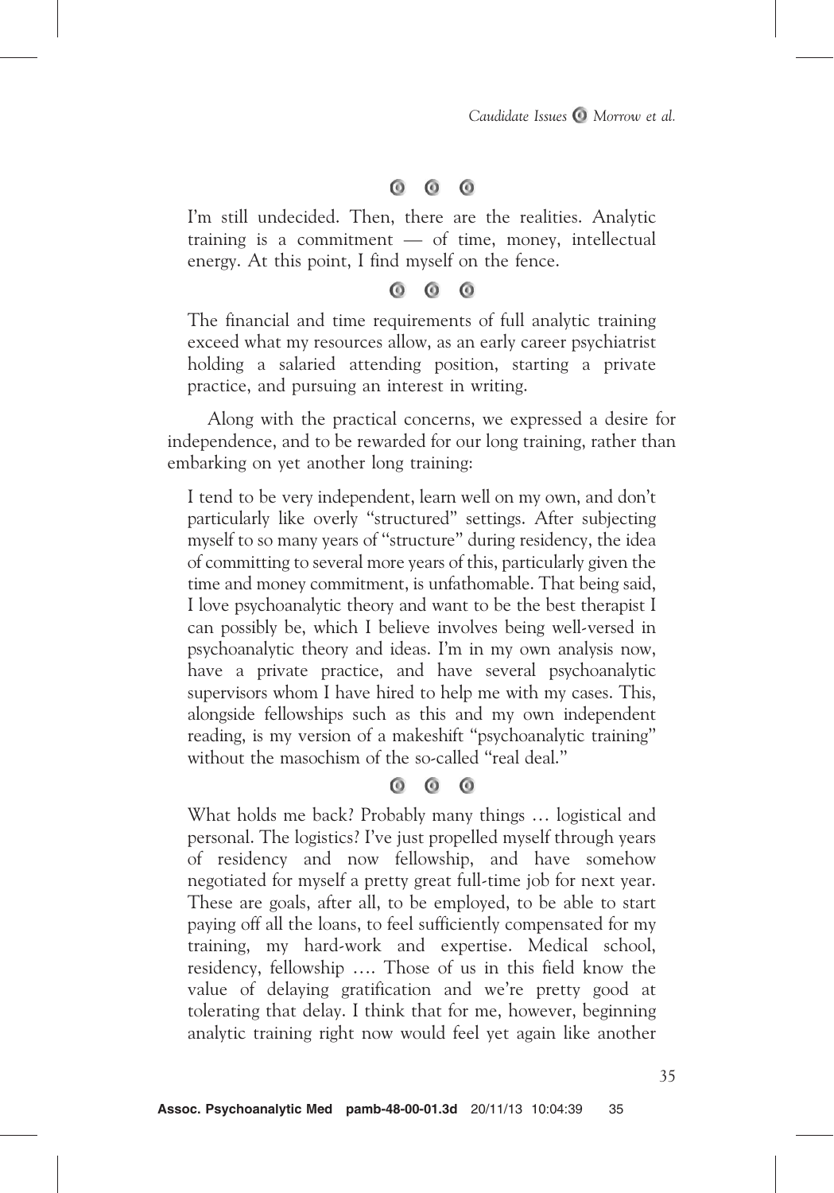◎ ◎ ◎

> I'm still undecided. Then, there are the realities. Analytic training is a commitment — of time, money, intellectual energy. At this point, I find myself on the fence.

◎ ◎ ◎

> The financial and time requirements of full analytic training exceed what my resources allow, as an early career psychiatrist holding a salaried attending position, starting a private practice, and pursuing an interest in writing.

Along with the practical concerns, we expressed a desire for independence, and to be rewarded for our long training, rather than embarking on yet another long training:

> I tend to be very independent, learn well on my own, and don't particularly like overly "structured" settings. After subjecting myself to so many years of "structure" during residency, the idea of committing to several more years of this, particularly given the time and money commitment, is unfathomable. That being said, I love psychoanalytic theory and want to be the best therapist I can possibly be, which I believe involves being well-versed in psychoanalytic theory and ideas. I'm in my own analysis now, have a private practice, and have several psychoanalytic supervisors whom I have hired to help me with my cases. This, alongside fellowships such as this and my own independent reading, is my version of a makeshift "psychoanalytic training" without the masochism of the so-called "real deal."

◎ ◎ ◎

> What holds me back? Probably many things … logistical and personal. The logistics? I've just propelled myself through years of residency and now fellowship, and have somehow negotiated for myself a pretty great full-time job for next year. These are goals, after all, to be employed, to be able to start paying off all the loans, to feel sufficiently compensated for my training, my hard-work and expertise. Medical school, residency, fellowship …. Those of us in this field know the value of delaying gratification and we're pretty good at tolerating that delay. I think that for me, however, beginning analytic training right now would feel yet again like another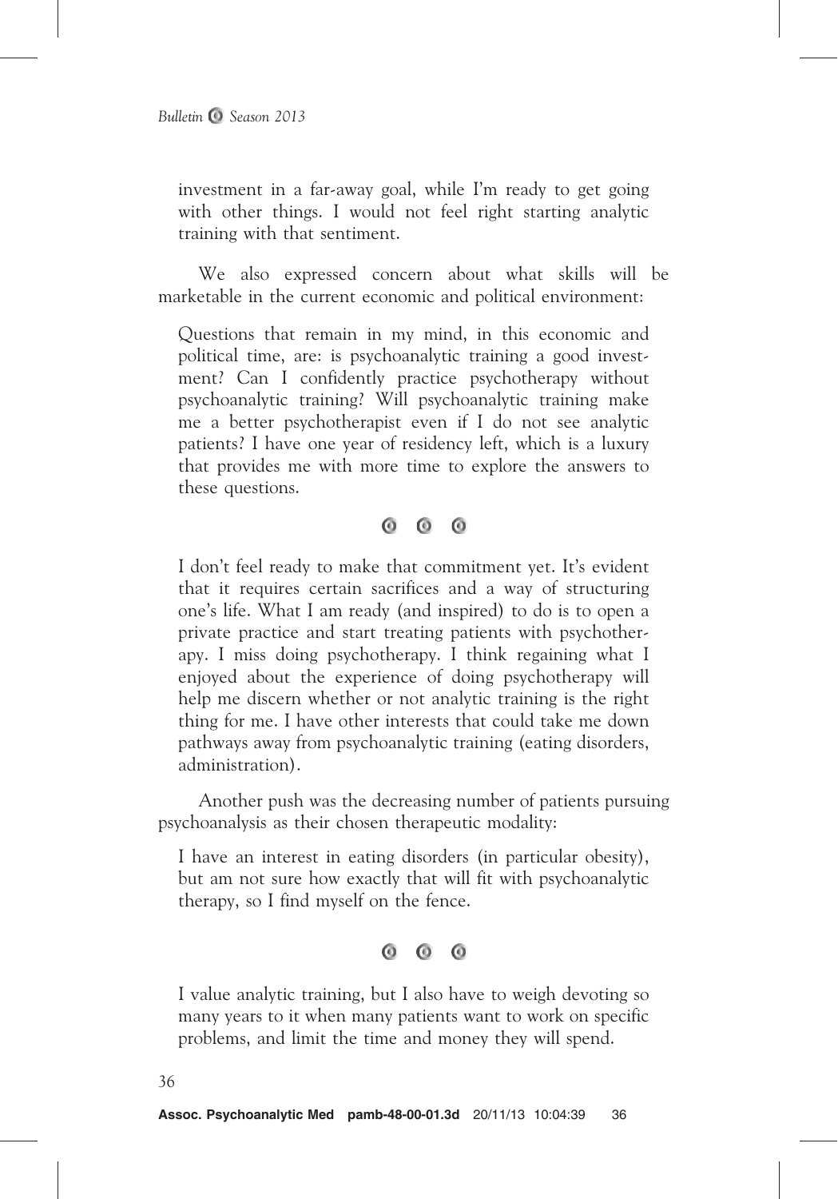> investment in a far-away goal, while I'm ready to get going with other things. I would not feel right starting analytic training with that sentiment.

We also expressed concern about what skills will be marketable in the current economic and political environment:

> Questions that remain in my mind, in this economic and political time, are: is psychoanalytic training a good investment? Can I confidently practice psychotherapy without psychoanalytic training? Will psychoanalytic training make me a better psychotherapist even if I do not see analytic patients? I have one year of residency left, which is a luxury that provides me with more time to explore the answers to these questions.

> I don't feel ready to make that commitment yet. It's evident that it requires certain sacrifices and a way of structuring one's life. What I am ready (and inspired) to do is to open a private practice and start treating patients with psychotherapy. I miss doing psychotherapy. I think regaining what I enjoyed about the experience of doing psychotherapy will help me discern whether or not analytic training is the right thing for me. I have other interests that could take me down pathways away from psychoanalytic training (eating disorders, administration).

Another push was the decreasing number of patients pursuing psychoanalysis as their chosen therapeutic modality:

> I have an interest in eating disorders (in particular obesity), but am not sure how exactly that will fit with psychoanalytic therapy, so I find myself on the fence.

> I value analytic training, but I also have to weigh devoting so many years to it when many patients want to work on specific problems, and limit the time and money they will spend.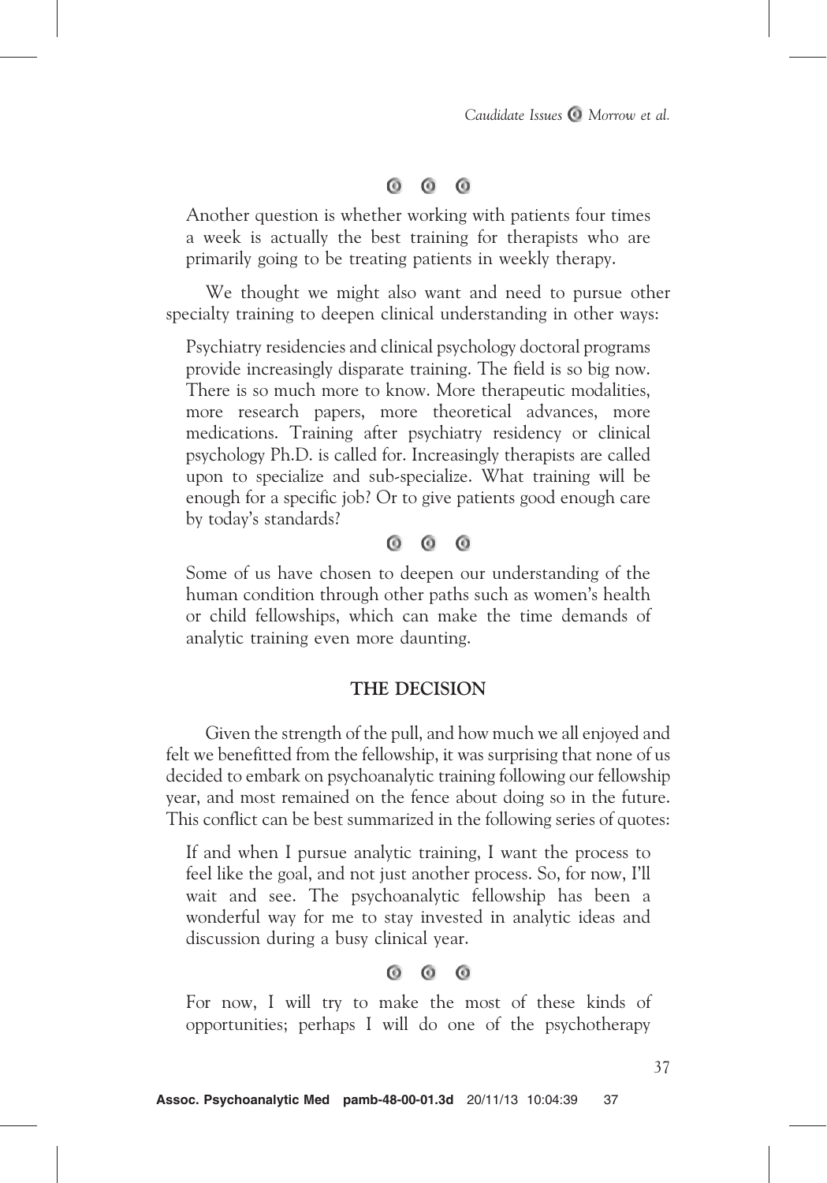Another question is whether working with patients four times a week is actually the best training for therapists who are primarily going to be treating patients in weekly therapy.

We thought we might also want and need to pursue other specialty training to deepen clinical understanding in other ways:

> Psychiatry residencies and clinical psychology doctoral programs provide increasingly disparate training. The field is so big now. There is so much more to know. More therapeutic modalities, more research papers, more theoretical advances, more medications. Training after psychiatry residency or clinical psychology Ph.D. is called for. Increasingly therapists are called upon to specialize and sub-specialize. What training will be enough for a specific job? Or to give patients good enough care by today's standards?

> Some of us have chosen to deepen our understanding of the human condition through other paths such as women's health or child fellowships, which can make the time demands of analytic training even more daunting.

## THE DECISION

Given the strength of the pull, and how much we all enjoyed and felt we benefitted from the fellowship, it was surprising that none of us decided to embark on psychoanalytic training following our fellowship year, and most remained on the fence about doing so in the future. This conflict can be best summarized in the following series of quotes:

> If and when I pursue analytic training, I want the process to feel like the goal, and not just another process. So, for now, I'll wait and see. The psychoanalytic fellowship has been a wonderful way for me to stay invested in analytic ideas and discussion during a busy clinical year.

> For now, I will try to make the most of these kinds of opportunities; perhaps I will do one of the psychotherapy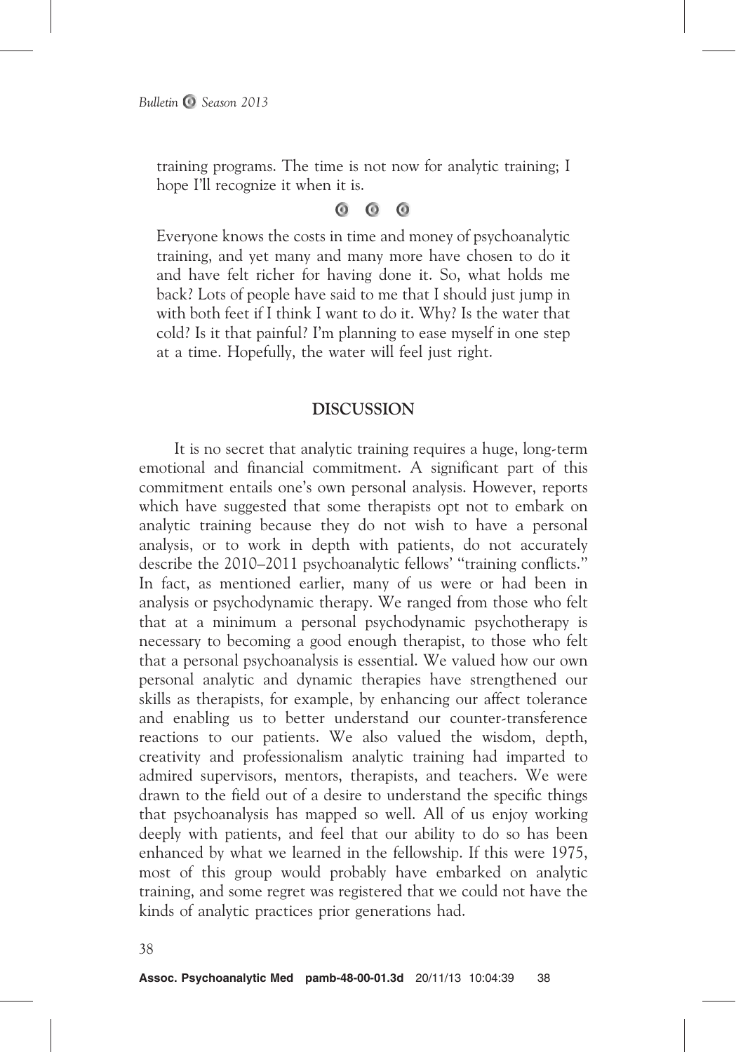training programs. The time is not now for analytic training; I hope I'll recognize it when it is.

Everyone knows the costs in time and money of psychoanalytic training, and yet many and many more have chosen to do it and have felt richer for having done it. So, what holds me back? Lots of people have said to me that I should just jump in with both feet if I think I want to do it. Why? Is the water that cold? Is it that painful? I'm planning to ease myself in one step at a time. Hopefully, the water will feel just right.

## DISCUSSION

It is no secret that analytic training requires a huge, long-term emotional and financial commitment. A significant part of this commitment entails one's own personal analysis. However, reports which have suggested that some therapists opt not to embark on analytic training because they do not wish to have a personal analysis, or to work in depth with patients, do not accurately describe the 2010–2011 psychoanalytic fellows' "training conflicts." In fact, as mentioned earlier, many of us were or had been in analysis or psychodynamic therapy. We ranged from those who felt that at a minimum a personal psychodynamic psychotherapy is necessary to becoming a good enough therapist, to those who felt that a personal psychoanalysis is essential. We valued how our own personal analytic and dynamic therapies have strengthened our skills as therapists, for example, by enhancing our affect tolerance and enabling us to better understand our counter-transference reactions to our patients. We also valued the wisdom, depth, creativity and professionalism analytic training had imparted to admired supervisors, mentors, therapists, and teachers. We were drawn to the field out of a desire to understand the specific things that psychoanalysis has mapped so well. All of us enjoy working deeply with patients, and feel that our ability to do so has been enhanced by what we learned in the fellowship. If this were 1975, most of this group would probably have embarked on analytic training, and some regret was registered that we could not have the kinds of analytic practices prior generations had.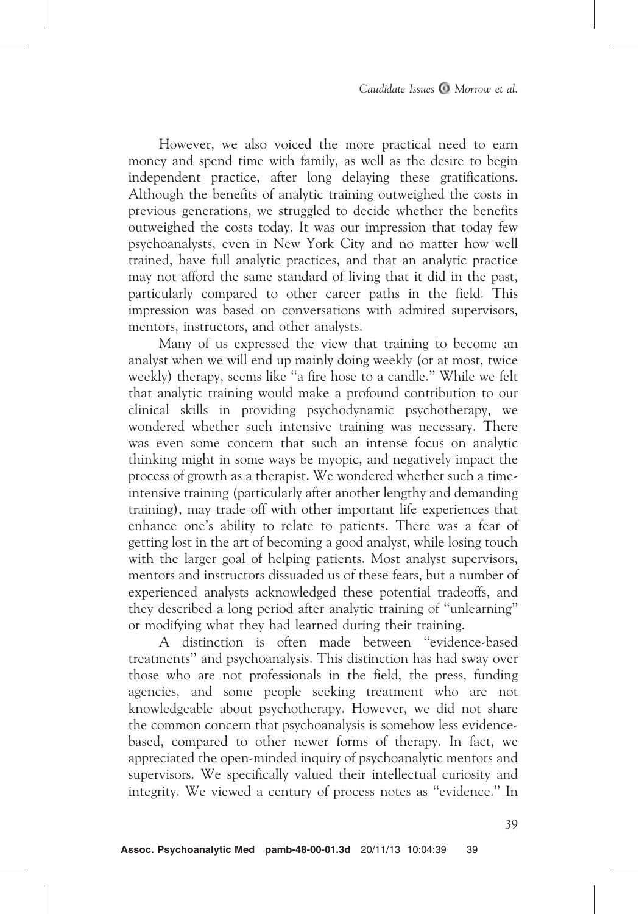However, we also voiced the more practical need to earn money and spend time with family, as well as the desire to begin independent practice, after long delaying these gratifications. Although the benefits of analytic training outweighed the costs in previous generations, we struggled to decide whether the benefits outweighed the costs today. It was our impression that today few psychoanalysts, even in New York City and no matter how well trained, have full analytic practices, and that an analytic practice may not afford the same standard of living that it did in the past, particularly compared to other career paths in the field. This impression was based on conversations with admired supervisors, mentors, instructors, and other analysts.

Many of us expressed the view that training to become an analyst when we will end up mainly doing weekly (or at most, twice weekly) therapy, seems like "a fire hose to a candle." While we felt that analytic training would make a profound contribution to our clinical skills in providing psychodynamic psychotherapy, we wondered whether such intensive training was necessary. There was even some concern that such an intense focus on analytic thinking might in some ways be myopic, and negatively impact the process of growth as a therapist. We wondered whether such a time-intensive training (particularly after another lengthy and demanding training), may trade off with other important life experiences that enhance one's ability to relate to patients. There was a fear of getting lost in the art of becoming a good analyst, while losing touch with the larger goal of helping patients. Most analyst supervisors, mentors and instructors dissuaded us of these fears, but a number of experienced analysts acknowledged these potential tradeoffs, and they described a long period after analytic training of "unlearning" or modifying what they had learned during their training.

A distinction is often made between "evidence-based treatments" and psychoanalysis. This distinction has had sway over those who are not professionals in the field, the press, funding agencies, and some people seeking treatment who are not knowledgeable about psychotherapy. However, we did not share the common concern that psychoanalysis is somehow less evidence-based, compared to other newer forms of therapy. In fact, we appreciated the open-minded inquiry of psychoanalytic mentors and supervisors. We specifically valued their intellectual curiosity and integrity. We viewed a century of process notes as "evidence." In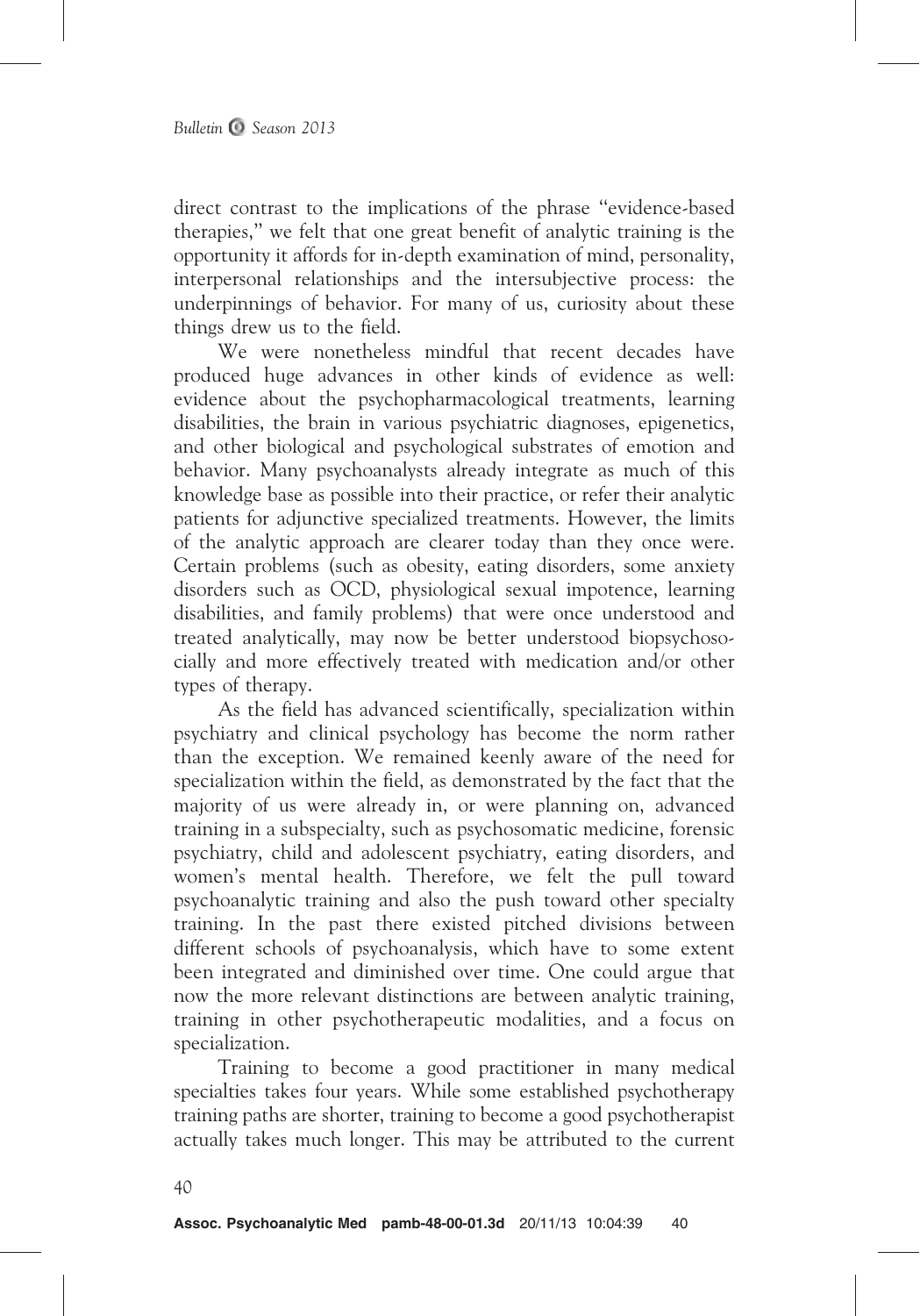direct contrast to the implications of the phrase "evidence-based therapies," we felt that one great benefit of analytic training is the opportunity it affords for in-depth examination of mind, personality, interpersonal relationships and the intersubjective process: the underpinnings of behavior. For many of us, curiosity about these things drew us to the field.

We were nonetheless mindful that recent decades have produced huge advances in other kinds of evidence as well: evidence about the psychopharmacological treatments, learning disabilities, the brain in various psychiatric diagnoses, epigenetics, and other biological and psychological substrates of emotion and behavior. Many psychoanalysts already integrate as much of this knowledge base as possible into their practice, or refer their analytic patients for adjunctive specialized treatments. However, the limits of the analytic approach are clearer today than they once were. Certain problems (such as obesity, eating disorders, some anxiety disorders such as OCD, physiological sexual impotence, learning disabilities, and family problems) that were once understood and treated analytically, may now be better understood biopsychosocially and more effectively treated with medication and/or other types of therapy.

As the field has advanced scientifically, specialization within psychiatry and clinical psychology has become the norm rather than the exception. We remained keenly aware of the need for specialization within the field, as demonstrated by the fact that the majority of us were already in, or were planning on, advanced training in a subspecialty, such as psychosomatic medicine, forensic psychiatry, child and adolescent psychiatry, eating disorders, and women's mental health. Therefore, we felt the pull toward psychoanalytic training and also the push toward other specialty training. In the past there existed pitched divisions between different schools of psychoanalysis, which have to some extent been integrated and diminished over time. One could argue that now the more relevant distinctions are between analytic training, training in other psychotherapeutic modalities, and a focus on specialization.

Training to become a good practitioner in many medical specialties takes four years. While some established psychotherapy training paths are shorter, training to become a good psychotherapist actually takes much longer. This may be attributed to the current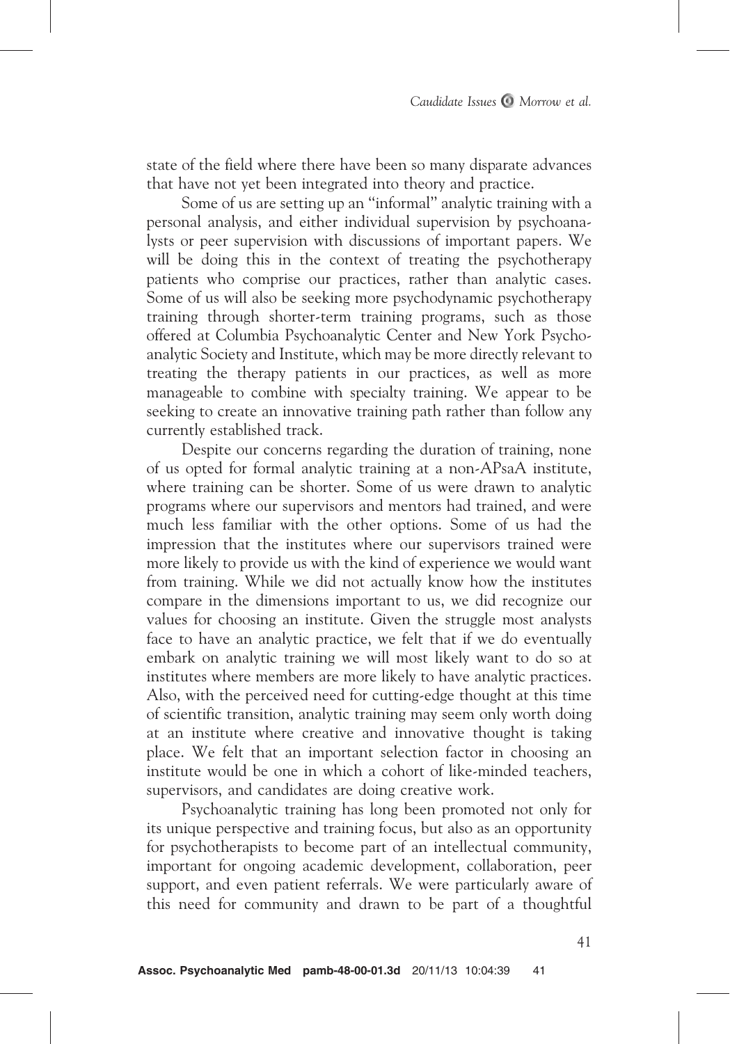state of the field where there have been so many disparate advances that have not yet been integrated into theory and practice.

Some of us are setting up an "informal" analytic training with a personal analysis, and either individual supervision by psychoanalysts or peer supervision with discussions of important papers. We will be doing this in the context of treating the psychotherapy patients who comprise our practices, rather than analytic cases. Some of us will also be seeking more psychodynamic psychotherapy training through shorter-term training programs, such as those offered at Columbia Psychoanalytic Center and New York Psychoanalytic Society and Institute, which may be more directly relevant to treating the therapy patients in our practices, as well as more manageable to combine with specialty training. We appear to be seeking to create an innovative training path rather than follow any currently established track.

Despite our concerns regarding the duration of training, none of us opted for formal analytic training at a non-APsaA institute, where training can be shorter. Some of us were drawn to analytic programs where our supervisors and mentors had trained, and were much less familiar with the other options. Some of us had the impression that the institutes where our supervisors trained were more likely to provide us with the kind of experience we would want from training. While we did not actually know how the institutes compare in the dimensions important to us, we did recognize our values for choosing an institute. Given the struggle most analysts face to have an analytic practice, we felt that if we do eventually embark on analytic training we will most likely want to do so at institutes where members are more likely to have analytic practices. Also, with the perceived need for cutting-edge thought at this time of scientific transition, analytic training may seem only worth doing at an institute where creative and innovative thought is taking place. We felt that an important selection factor in choosing an institute would be one in which a cohort of like-minded teachers, supervisors, and candidates are doing creative work.

Psychoanalytic training has long been promoted not only for its unique perspective and training focus, but also as an opportunity for psychotherapists to become part of an intellectual community, important for ongoing academic development, collaboration, peer support, and even patient referrals. We were particularly aware of this need for community and drawn to be part of a thoughtful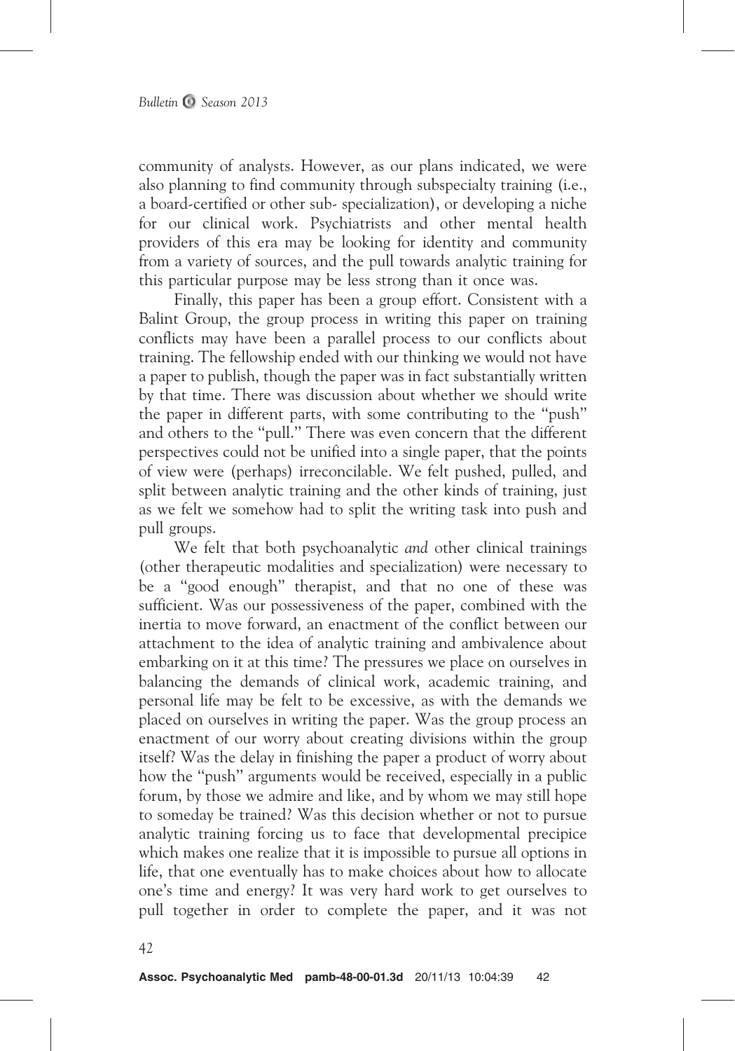community of analysts. However, as our plans indicated, we were also planning to find community through subspecialty training (i.e., a board-certified or other sub- specialization), or developing a niche for our clinical work. Psychiatrists and other mental health providers of this era may be looking for identity and community from a variety of sources, and the pull towards analytic training for this particular purpose may be less strong than it once was.

Finally, this paper has been a group effort. Consistent with a Balint Group, the group process in writing this paper on training conflicts may have been a parallel process to our conflicts about training. The fellowship ended with our thinking we would not have a paper to publish, though the paper was in fact substantially written by that time. There was discussion about whether we should write the paper in different parts, with some contributing to the "push" and others to the "pull." There was even concern that the different perspectives could not be unified into a single paper, that the points of view were (perhaps) irreconcilable. We felt pushed, pulled, and split between analytic training and the other kinds of training, just as we felt we somehow had to split the writing task into push and pull groups.

We felt that both psychoanalytic *and* other clinical trainings (other therapeutic modalities and specialization) were necessary to be a "good enough" therapist, and that no one of these was sufficient. Was our possessiveness of the paper, combined with the inertia to move forward, an enactment of the conflict between our attachment to the idea of analytic training and ambivalence about embarking on it at this time? The pressures we place on ourselves in balancing the demands of clinical work, academic training, and personal life may be felt to be excessive, as with the demands we placed on ourselves in writing the paper. Was the group process an enactment of our worry about creating divisions within the group itself? Was the delay in finishing the paper a product of worry about how the "push" arguments would be received, especially in a public forum, by those we admire and like, and by whom we may still hope to someday be trained? Was this decision whether or not to pursue analytic training forcing us to face that developmental precipice which makes one realize that it is impossible to pursue all options in life, that one eventually has to make choices about how to allocate one's time and energy? It was very hard work to get ourselves to pull together in order to complete the paper, and it was not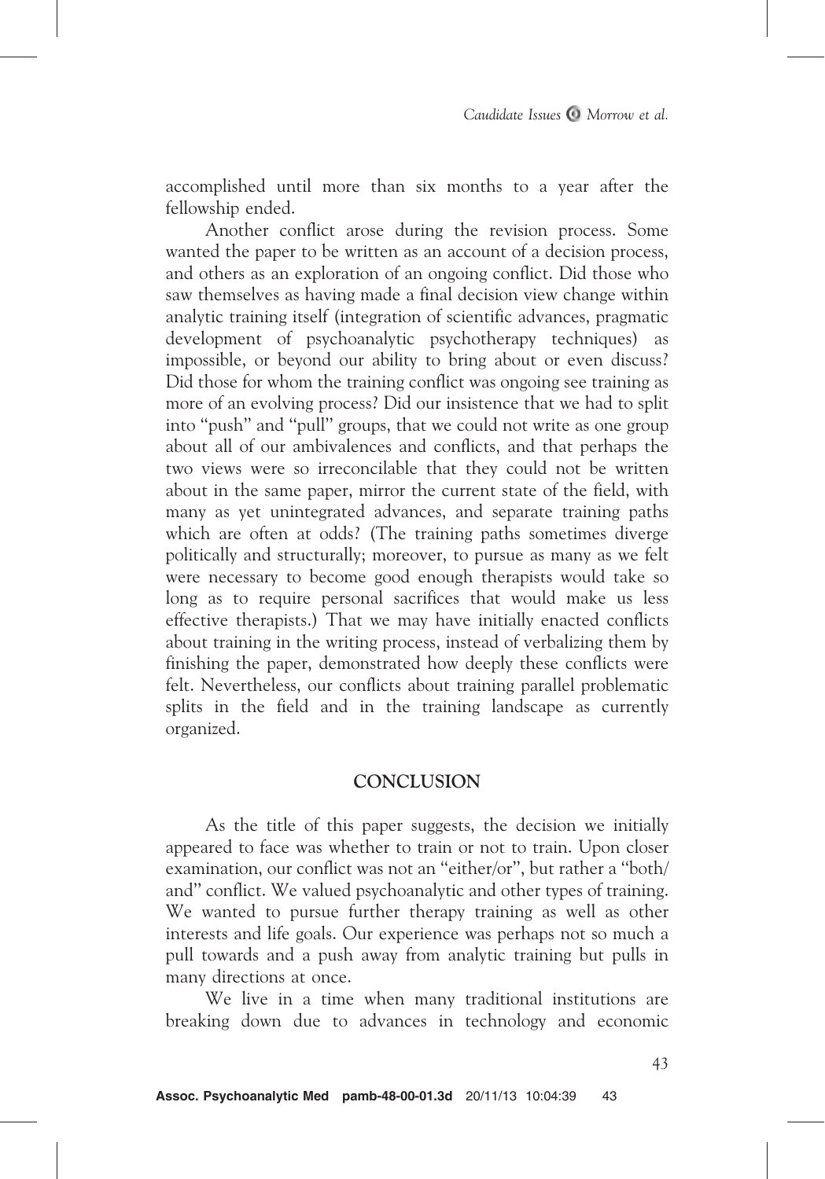accomplished until more than six months to a year after the fellowship ended.

Another conflict arose during the revision process. Some wanted the paper to be written as an account of a decision process, and others as an exploration of an ongoing conflict. Did those who saw themselves as having made a final decision view change within analytic training itself (integration of scientific advances, pragmatic development of psychoanalytic psychotherapy techniques) as impossible, or beyond our ability to bring about or even discuss? Did those for whom the training conflict was ongoing see training as more of an evolving process? Did our insistence that we had to split into "push" and "pull" groups, that we could not write as one group about all of our ambivalences and conflicts, and that perhaps the two views were so irreconcilable that they could not be written about in the same paper, mirror the current state of the field, with many as yet unintegrated advances, and separate training paths which are often at odds? (The training paths sometimes diverge politically and structurally; moreover, to pursue as many as we felt were necessary to become good enough therapists would take so long as to require personal sacrifices that would make us less effective therapists.) That we may have initially enacted conflicts about training in the writing process, instead of verbalizing them by finishing the paper, demonstrated how deeply these conflicts were felt. Nevertheless, our conflicts about training parallel problematic splits in the field and in the training landscape as currently organized.

## CONCLUSION

As the title of this paper suggests, the decision we initially appeared to face was whether to train or not to train. Upon closer examination, our conflict was not an "either/or", but rather a "both/and" conflict. We valued psychoanalytic and other types of training. We wanted to pursue further therapy training as well as other interests and life goals. Our experience was perhaps not so much a pull towards and a push away from analytic training but pulls in many directions at once.

We live in a time when many traditional institutions are breaking down due to advances in technology and economic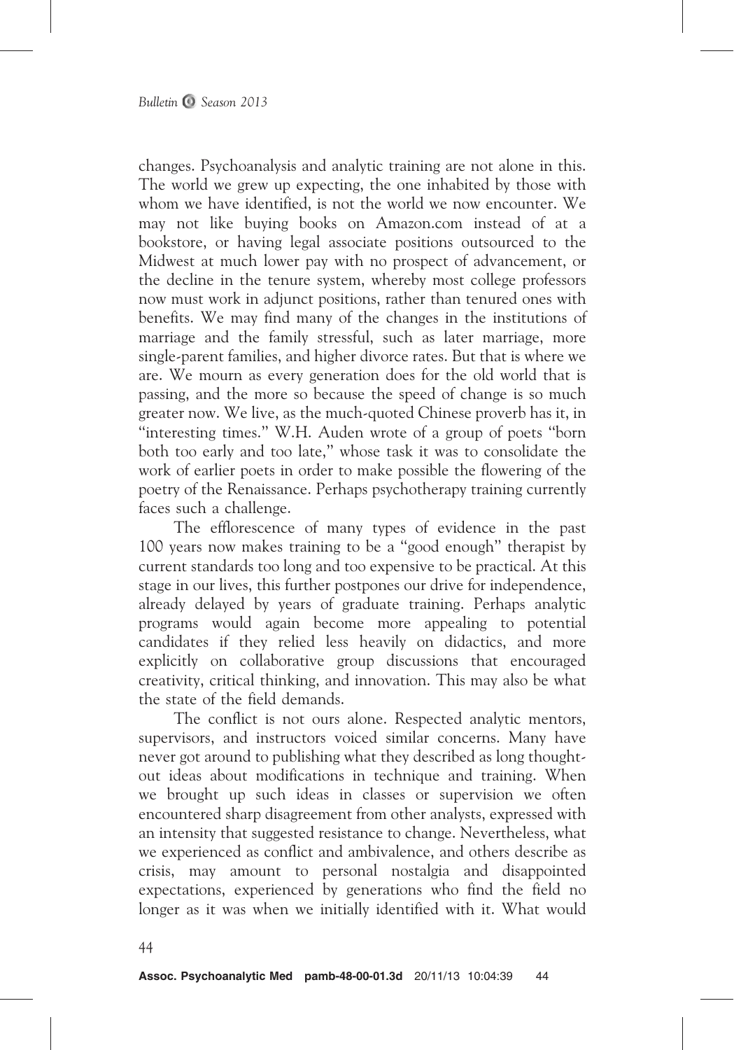changes. Psychoanalysis and analytic training are not alone in this. The world we grew up expecting, the one inhabited by those with whom we have identified, is not the world we now encounter. We may not like buying books on Amazon.com instead of at a bookstore, or having legal associate positions outsourced to the Midwest at much lower pay with no prospect of advancement, or the decline in the tenure system, whereby most college professors now must work in adjunct positions, rather than tenured ones with benefits. We may find many of the changes in the institutions of marriage and the family stressful, such as later marriage, more single-parent families, and higher divorce rates. But that is where we are. We mourn as every generation does for the old world that is passing, and the more so because the speed of change is so much greater now. We live, as the much-quoted Chinese proverb has it, in "interesting times." W.H. Auden wrote of a group of poets "born both too early and too late," whose task it was to consolidate the work of earlier poets in order to make possible the flowering of the poetry of the Renaissance. Perhaps psychotherapy training currently faces such a challenge.

The efflorescence of many types of evidence in the past 100 years now makes training to be a "good enough" therapist by current standards too long and too expensive to be practical. At this stage in our lives, this further postpones our drive for independence, already delayed by years of graduate training. Perhaps analytic programs would again become more appealing to potential candidates if they relied less heavily on didactics, and more explicitly on collaborative group discussions that encouraged creativity, critical thinking, and innovation. This may also be what the state of the field demands.

The conflict is not ours alone. Respected analytic mentors, supervisors, and instructors voiced similar concerns. Many have never got around to publishing what they described as long thought-out ideas about modifications in technique and training. When we brought up such ideas in classes or supervision we often encountered sharp disagreement from other analysts, expressed with an intensity that suggested resistance to change. Nevertheless, what we experienced as conflict and ambivalence, and others describe as crisis, may amount to personal nostalgia and disappointed expectations, experienced by generations who find the field no longer as it was when we initially identified with it. What would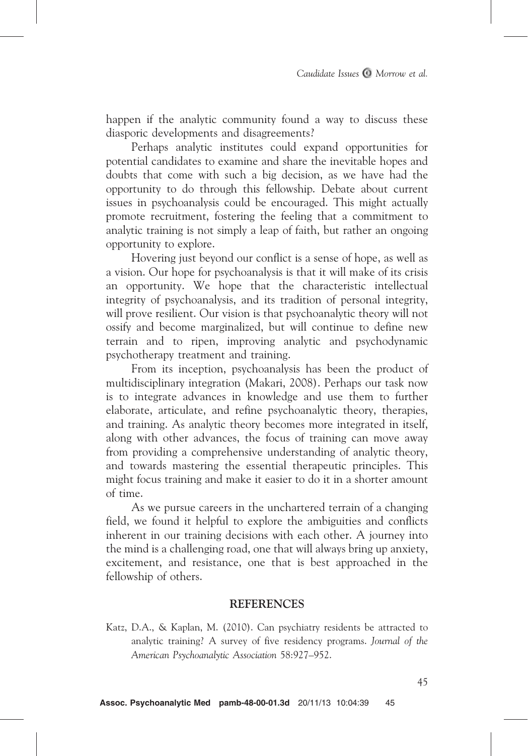happen if the analytic community found a way to discuss these diasporic developments and disagreements?

Perhaps analytic institutes could expand opportunities for potential candidates to examine and share the inevitable hopes and doubts that come with such a big decision, as we have had the opportunity to do through this fellowship. Debate about current issues in psychoanalysis could be encouraged. This might actually promote recruitment, fostering the feeling that a commitment to analytic training is not simply a leap of faith, but rather an ongoing opportunity to explore.

Hovering just beyond our conflict is a sense of hope, as well as a vision. Our hope for psychoanalysis is that it will make of its crisis an opportunity. We hope that the characteristic intellectual integrity of psychoanalysis, and its tradition of personal integrity, will prove resilient. Our vision is that psychoanalytic theory will not ossify and become marginalized, but will continue to define new terrain and to ripen, improving analytic and psychodynamic psychotherapy treatment and training.

From its inception, psychoanalysis has been the product of multidisciplinary integration (Makari, 2008). Perhaps our task now is to integrate advances in knowledge and use them to further elaborate, articulate, and refine psychoanalytic theory, therapies, and training. As analytic theory becomes more integrated in itself, along with other advances, the focus of training can move away from providing a comprehensive understanding of analytic theory, and towards mastering the essential therapeutic principles. This might focus training and make it easier to do it in a shorter amount of time.

As we pursue careers in the unchartered terrain of a changing field, we found it helpful to explore the ambiguities and conflicts inherent in our training decisions with each other. A journey into the mind is a challenging road, one that will always bring up anxiety, excitement, and resistance, one that is best approached in the fellowship of others.

## REFERENCES

Katz, D.A., & Kaplan, M. (2010). Can psychiatry residents be attracted to analytic training? A survey of five residency programs. *Journal of the American Psychoanalytic Association* 58:927–952.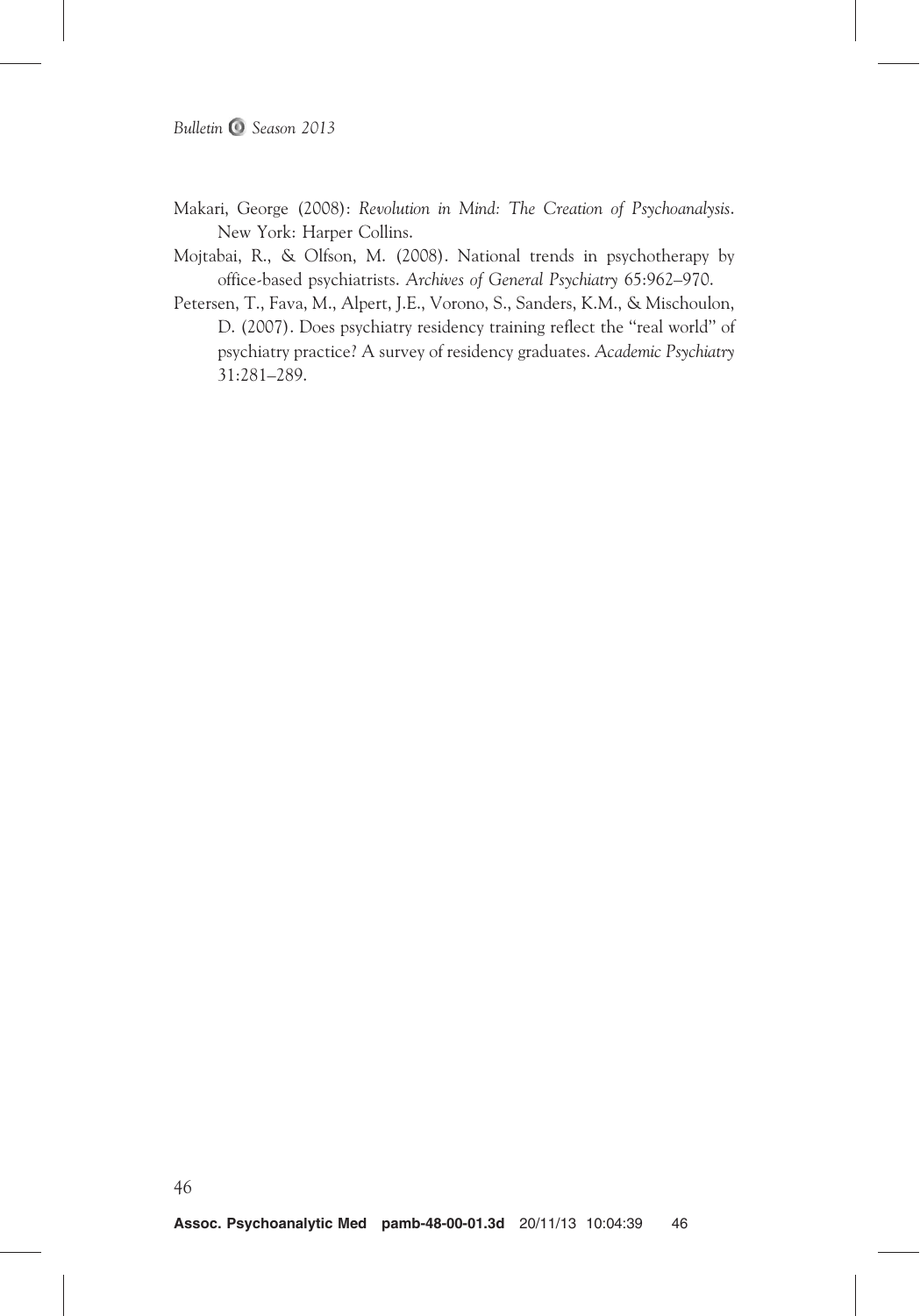Makari, George (2008): *Revolution in Mind: The Creation of Psychoanalysis*. New York: Harper Collins.

Mojtabai, R., & Olfson, M. (2008). National trends in psychotherapy by office-based psychiatrists. *Archives of General Psychiatry* 65:962–970.

Petersen, T., Fava, M., Alpert, J.E., Vorono, S., Sanders, K.M., & Mischoulon, D. (2007). Does psychiatry residency training reflect the "real world" of psychiatry practice? A survey of residency graduates. *Academic Psychiatry* 31:281–289.